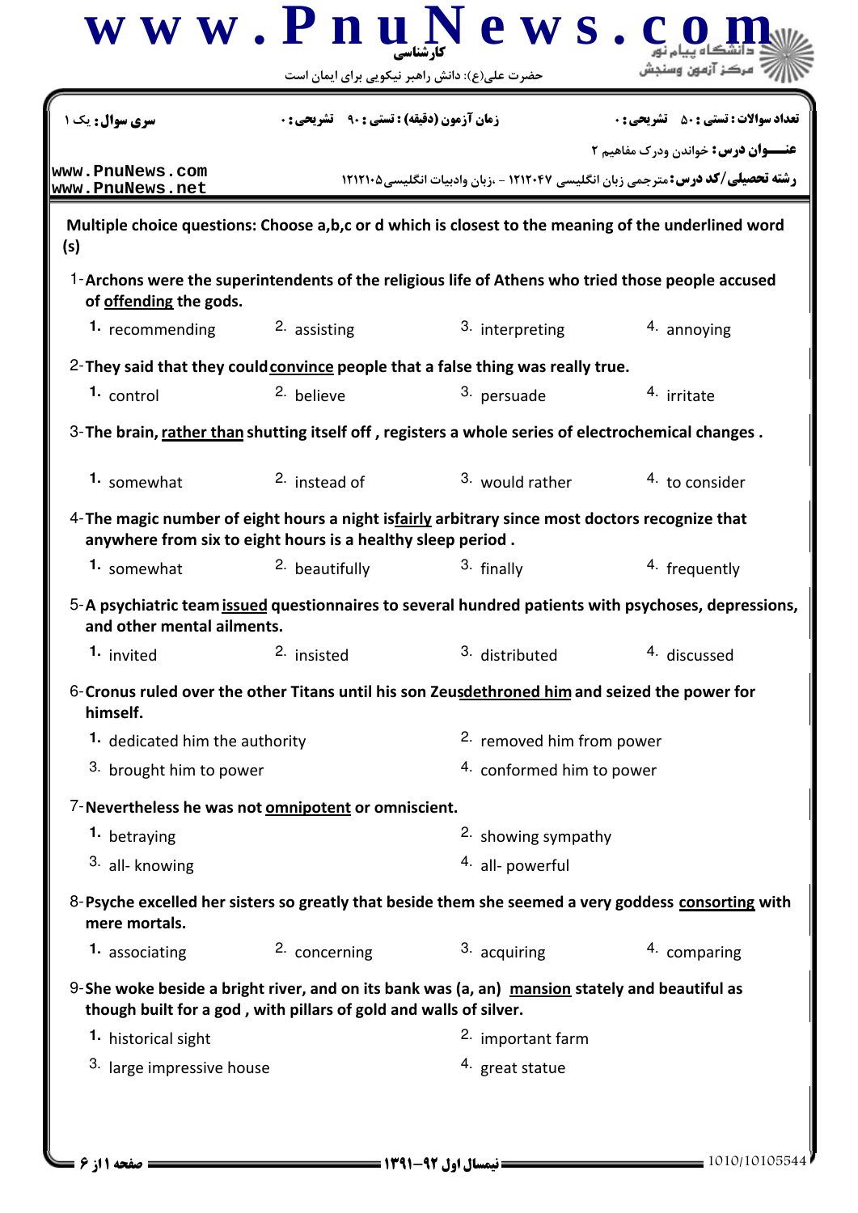کارشناسی

حضرت علی(ع): دانش راهبر نیکویی برای ایمان است

**سری سوال:** یک ۱ | **زمان آزمون (دقیقه) : تستی :** ۹۰ **تشریحی :** ۰ | **تعداد سوالات : تستی :** ۵۰ **تشریحی :** ۰

**عنـــوان درس:** خواندن ودرک مفاهیم ۲

**رشته تحصیلی/کد درس:** مترجمی زبان انگلیسی ۱۲۱۲۰۴۷ - ،زبان وادبیات انگلیسی۱۲۱۲۱۰۵

**Multiple choice questions: Choose a,b,c or d which is closest to the meaning of the underlined word (s)**

1-**Archons were the superintendents of the religious life of Athens who tried those people accused of offending the gods.**

1. recommending
2. assisting
3. interpreting
4. annoying

2-**They said that they could convince people that a false thing was really true.**

1. control
2. believe
3. persuade
4. irritate

3-**The brain, rather than shutting itself off , registers a whole series of electrochemical changes .**

1. somewhat
2. instead of
3. would rather
4. to consider

4-**The magic number of eight hours a night is fairly arbitrary since most doctors recognize that anywhere from six to eight hours is a healthy sleep period .**

1. somewhat
2. beautifully
3. finally
4. frequently

5-**A psychiatric team issued questionnaires to several hundred patients with psychoses, depressions, and other mental ailments.**

1. invited
2. insisted
3. distributed
4. discussed

6-**Cronus ruled over the other Titans until his son Zeus dethroned him and seized the power for himself.**

1. dedicated him the authority
2. removed him from power
3. brought him to power
4. conformed him to power

7-**Nevertheless he was not omnipotent or omniscient.**

1. betraying
2. showing sympathy
3. all- knowing
4. all- powerful

8-**Psyche excelled her sisters so greatly that beside them she seemed a very goddess consorting with mere mortals.**

1. associating
2. concerning
3. acquiring
4. comparing

9-**She woke beside a bright river, and on its bank was (a, an) mansion stately and beautiful as though built for a god , with pillars of gold and walls of silver.**

1. historical sight
2. important farm
3. large impressive house
4. great statue

نیمسال اول ۹۲-۱۳۹۱

1010/10105544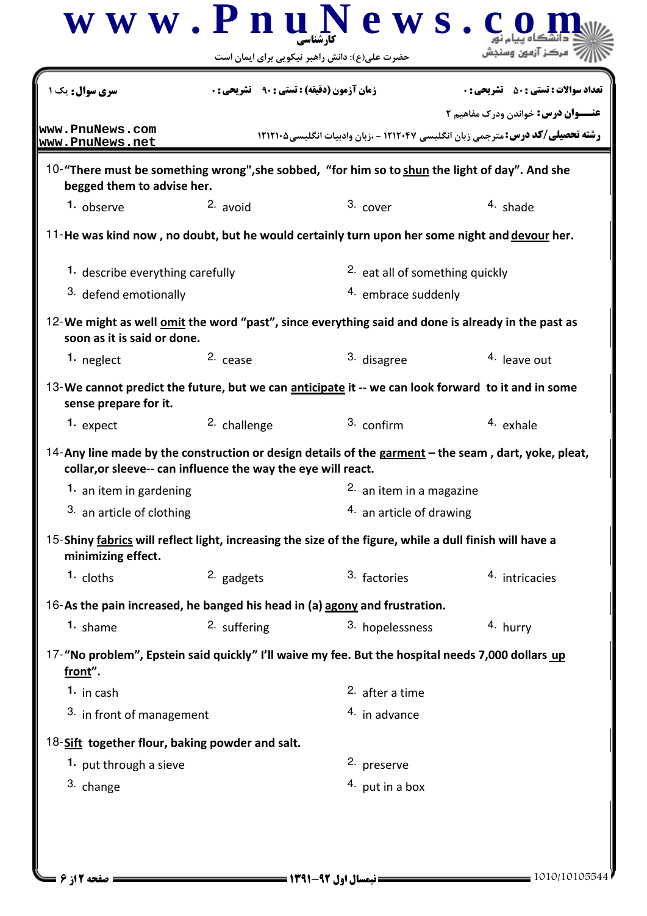10- **"There must be something wrong", she sobbed, "for him so to <u>shun</u> the light of day". And she begged them to advise her.**

1. observe
2. avoid
3. cover
4. shade

11- **He was kind now , no doubt, but he would certainly turn upon her some night and <u>devour</u> her.**

1. describe everything carefully
2. eat all of something quickly
3. defend emotionally
4. embrace suddenly

12- **We might as well <u>omit</u> the word "past", since everything said and done is already in the past as soon as it is said or done.**

1. neglect
2. cease
3. disagree
4. leave out

13- **We cannot predict the future, but we can <u>anticipate</u> it -- we can look forward to it and in some sense prepare for it.**

1. expect
2. challenge
3. confirm
4. exhale

14- **Any line made by the construction or design details of the <u>garment</u> – the seam , dart, yoke, pleat, collar, or sleeve-- can influence the way the eye will react.**

1. an item in gardening
2. an item in a magazine
3. an article of clothing
4. an article of drawing

15- **Shiny <u>fabrics</u> will reflect light, increasing the size of the figure, while a dull finish will have a minimizing effect.**

1. cloths
2. gadgets
3. factories
4. intricacies

16- **As the pain increased, he banged his head in (a) <u>agony</u> and frustration.**

1. shame
2. suffering
3. hopelessness
4. hurry

17- **"No problem", Epstein said quickly" I'll waive my fee. But the hospital needs 7,000 dollars <u>up front</u>".**

1. in cash
2. after a time
3. in front of management
4. in advance

18- **<u>Sift</u> together flour, baking powder and salt.**

1. put through a sieve
2. preserve
3. change
4. put in a box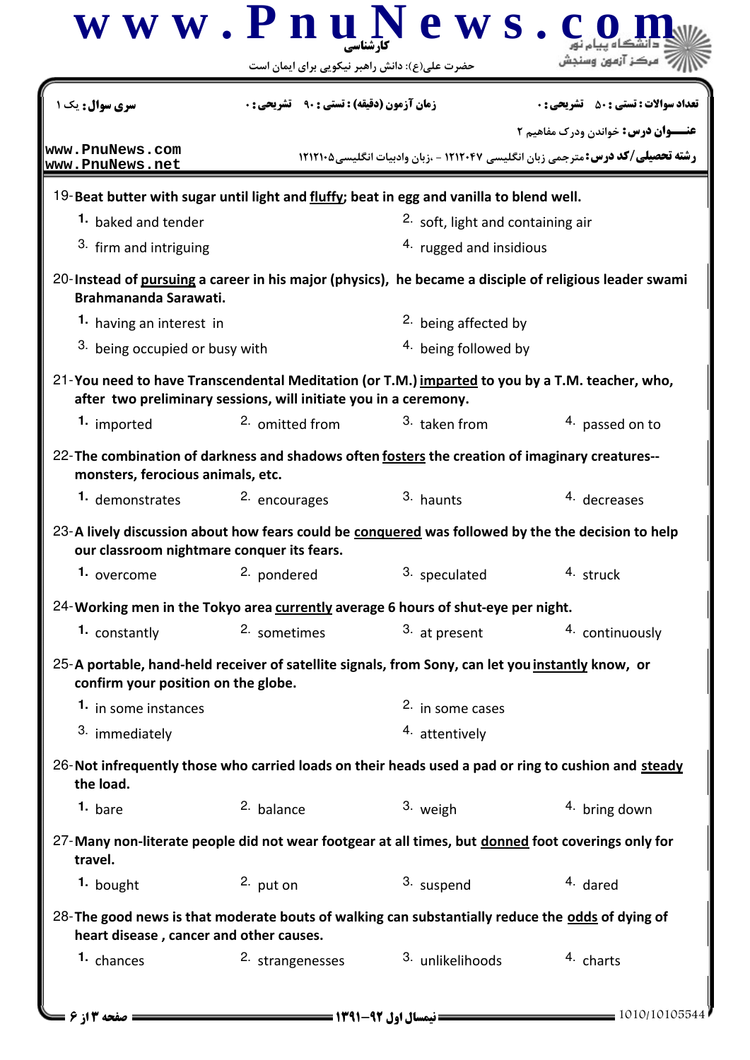19-**Beat butter with sugar until light and <u>fluffy</u>; beat in egg and vanilla to blend well.**

1. baked and tender
2. soft, light and containing air
3. firm and intriguing
4. rugged and insidious

20-**Instead of <u>pursuing</u> a career in his major (physics), he became a disciple of religious leader swami Brahmananda Sarawati.**

1. having an interest in
2. being affected by
3. being occupied or busy with
4. being followed by

21-**You need to have Transcendental Meditation (or T.M.) <u>imparted</u> to you by a T.M. teacher, who, after two preliminary sessions, will initiate you in a ceremony.**

1. imported
2. omitted from
3. taken from
4. passed on to

22-**The combination of darkness and shadows often <u>fosters</u> the creation of imaginary creatures-- monsters, ferocious animals, etc.**

1. demonstrates
2. encourages
3. haunts
4. decreases

23-**A lively discussion about how fears could be <u>conquered</u> was followed by the the decision to help our classroom nightmare conquer its fears.**

1. overcome
2. pondered
3. speculated
4. struck

24-**Working men in the Tokyo area <u>currently</u> average 6 hours of shut-eye per night.**

1. constantly
2. sometimes
3. at present
4. continuously

25-**A portable, hand-held receiver of satellite signals, from Sony, can let you <u>instantly</u> know, or confirm your position on the globe.**

1. in some instances
2. in some cases
3. immediately
4. attentively

26-**Not infrequently those who carried loads on their heads used a pad or ring to cushion and <u>steady</u> the load.**

1. bare
2. balance
3. weigh
4. bring down

27-**Many non-literate people did not wear footgear at all times, but <u>donned</u> foot coverings only for travel.**

1. bought
2. put on
3. suspend
4. dared

28-**The good news is that moderate bouts of walking can substantially reduce the <u>odds</u> of dying of heart disease , cancer and other causes.**

1. chances
2. strangenesses
3. unlikelihoods
4. charts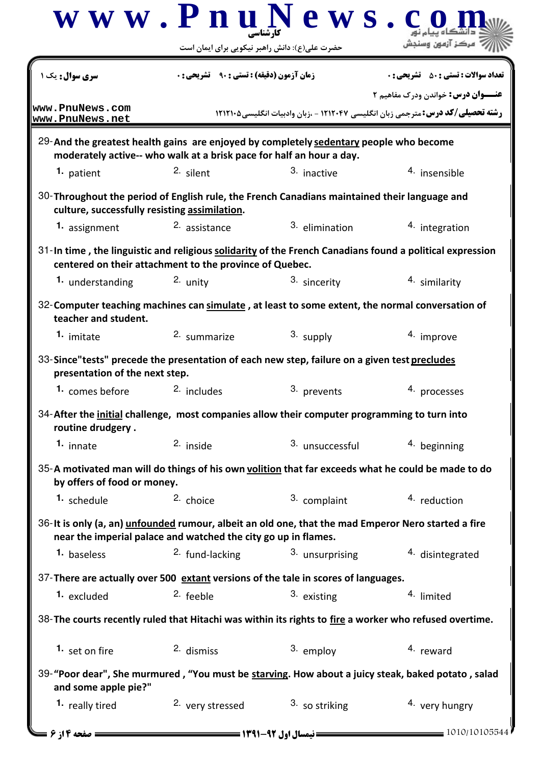| سری سوال: یک ۱ | زمان آزمون (دقیقه) : تستی : ۹۰ تشریحی : ۰ | تعداد سوالات : تستی : ۵۰ تشریحی : ۰ |
|---|---|---|

**عنـــوان درس:** خواندن ودرک مفاهیم ۲

**رشته تحصیلی/کد درس:** مترجمی زبان انگلیسی ۱۲۱۲۰۴۷ - ،زبان وادبیات انگلیسی۱۲۱۲۱۰۵

29- **And the greatest health gains are enjoyed by completely sedentary people who become moderately active-- who walk at a brisk pace for half an hour a day.**

1. patient
2. silent
3. inactive
4. insensible

30- **Throughout the period of English rule, the French Canadians maintained their language and culture, successfully resisting assimilation.**

1. assignment
2. assistance
3. elimination
4. integration

31- **In time , the linguistic and religious solidarity of the French Canadians found a political expression centered on their attachment to the province of Quebec.**

1. understanding
2. unity
3. sincerity
4. similarity

32- **Computer teaching machines can simulate , at least to some extent, the normal conversation of teacher and student.**

1. imitate
2. summarize
3. supply
4. improve

33- **Since"tests" precede the presentation of each new step, failure on a given test precludes presentation of the next step.**

1. comes before
2. includes
3. prevents
4. processes

34- **After the initial challenge, most companies allow their computer programming to turn into routine drudgery .**

1. innate
2. inside
3. unsuccessful
4. beginning

35- **A motivated man will do things of his own volition that far exceeds what he could be made to do by offers of food or money.**

1. schedule
2. choice
3. complaint
4. reduction

36- **It is only (a, an) unfounded rumour, albeit an old one, that the mad Emperor Nero started a fire near the imperial palace and watched the city go up in flames.**

1. baseless
2. fund-lacking
3. unsurprising
4. disintegrated

37- **There are actually over 500 extant versions of the tale in scores of languages.**

1. excluded
2. feeble
3. existing
4. limited

38- **The courts recently ruled that Hitachi was within its rights to fire a worker who refused overtime.**

1. set on fire
2. dismiss
3. employ
4. reward

39- **"Poor dear", She murmured , "You must be starving. How about a juicy steak, baked potato , salad and some apple pie?"**

1. really tired
2. very stressed
3. so striking
4. very hungry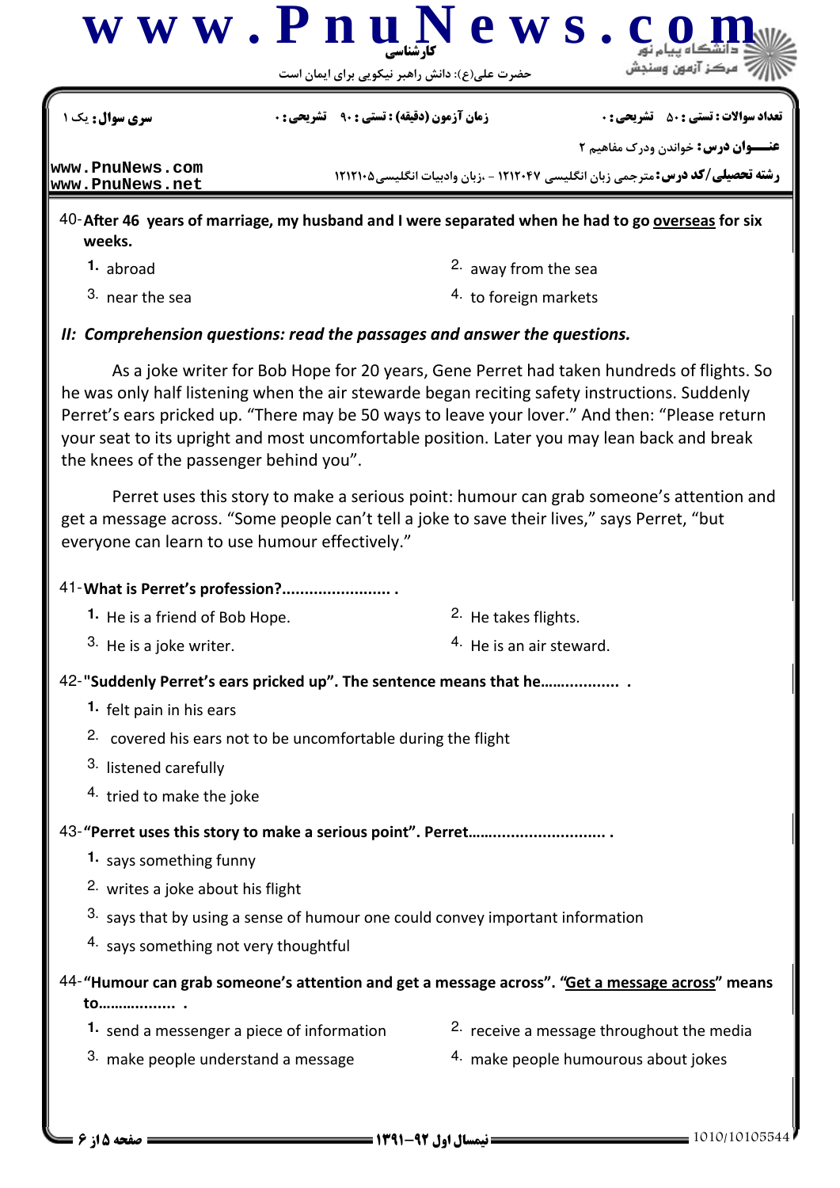40- **After 46 years of marriage, my husband and I were separated when he had to go <u>overseas</u> for six weeks.**

1. abroad
2. away from the sea
3. near the sea
4. to foreign markets

### *II: Comprehension questions: read the passages and answer the questions.*

As a joke writer for Bob Hope for 20 years, Gene Perret had taken hundreds of flights. So he was only half listening when the air stewarde began reciting safety instructions. Suddenly Perret's ears pricked up. "There may be 50 ways to leave your lover." And then: "Please return your seat to its upright and most uncomfortable position. Later you may lean back and break the knees of the passenger behind you".

Perret uses this story to make a serious point: humour can grab someone's attention and get a message across. "Some people can't tell a joke to save their lives," says Perret, "but everyone can learn to use humour effectively."

41- **What is Perret's profession?........................ .**

1. He is a friend of Bob Hope.
2. He takes flights.
3. He is a joke writer.
4. He is an air steward.

42- **"Suddenly Perret's ears pricked up". The sentence means that he................. .**

1. felt pain in his ears
2. covered his ears not to be uncomfortable during the flight
3. listened carefully
4. tried to make the joke

43- **"Perret uses this story to make a serious point". Perret............................. .**

1. says something funny
2. writes a joke about his flight
3. says that by using a sense of humour one could convey important information
4. says something not very thoughtful

44- **"Humour can grab someone's attention and get a message across". "<u>Get a message across</u>" means to................. .**

1. send a messenger a piece of information
2. receive a message throughout the media
3. make people understand a message
4. make people humourous about jokes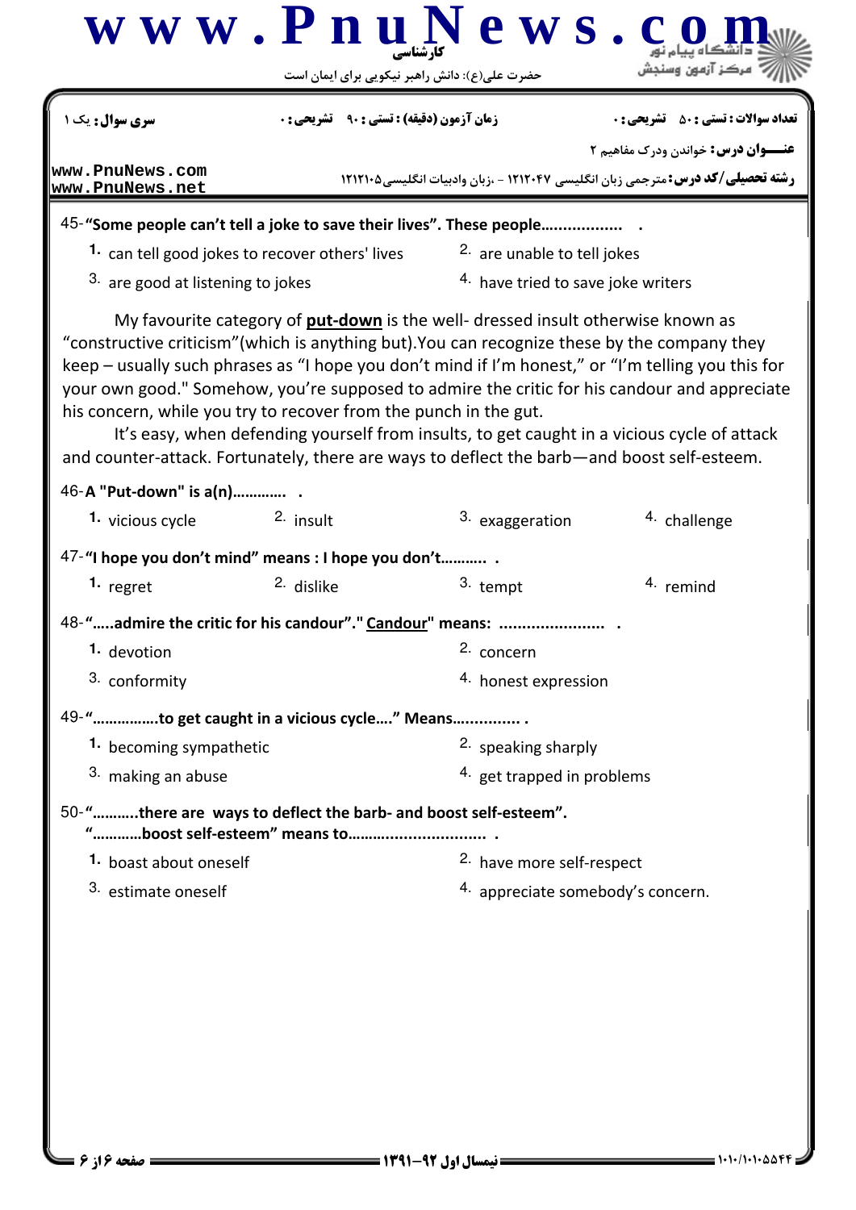45-**"Some people can't tell a joke to save their lives". These people.................. .**

1. can tell good jokes to recover others' lives
2. are unable to tell jokes
3. are good at listening to jokes
4. have tried to save joke writers

My favourite category of **put-down** is the well- dressed insult otherwise known as "constructive criticism"(which is anything but).You can recognize these by the company they keep – usually such phrases as "I hope you don't mind if I'm honest," or "I'm telling you this for your own good." Somehow, you're supposed to admire the critic for his candour and appreciate his concern, while you try to recover from the punch in the gut.

It's easy, when defending yourself from insults, to get caught in a vicious cycle of attack and counter-attack. Fortunately, there are ways to deflect the barb—and boost self-esteem.

46-**A "Put-down" is a(n)............ .**

1. vicious cycle
2. insult
3. exaggeration
4. challenge

47-**"I hope you don't mind" means : I hope you don't........... .**

1. regret
2. dislike
3. tempt
4. remind

48-**".....admire the critic for his candour"." Candour" means: ...................... .**

1. devotion
2. concern
3. conformity
4. honest expression

49-**"................to get caught in a vicious cycle...." Means............... .**

1. becoming sympathetic
2. speaking sharply
3. making an abuse
4. get trapped in problems

50-**"...........there are ways to deflect the barb- and boost self-esteem".**
**"............boost self-esteem" means to.............................. .**

1. boast about oneself
2. have more self-respect
3. estimate oneself
4. appreciate somebody's concern.